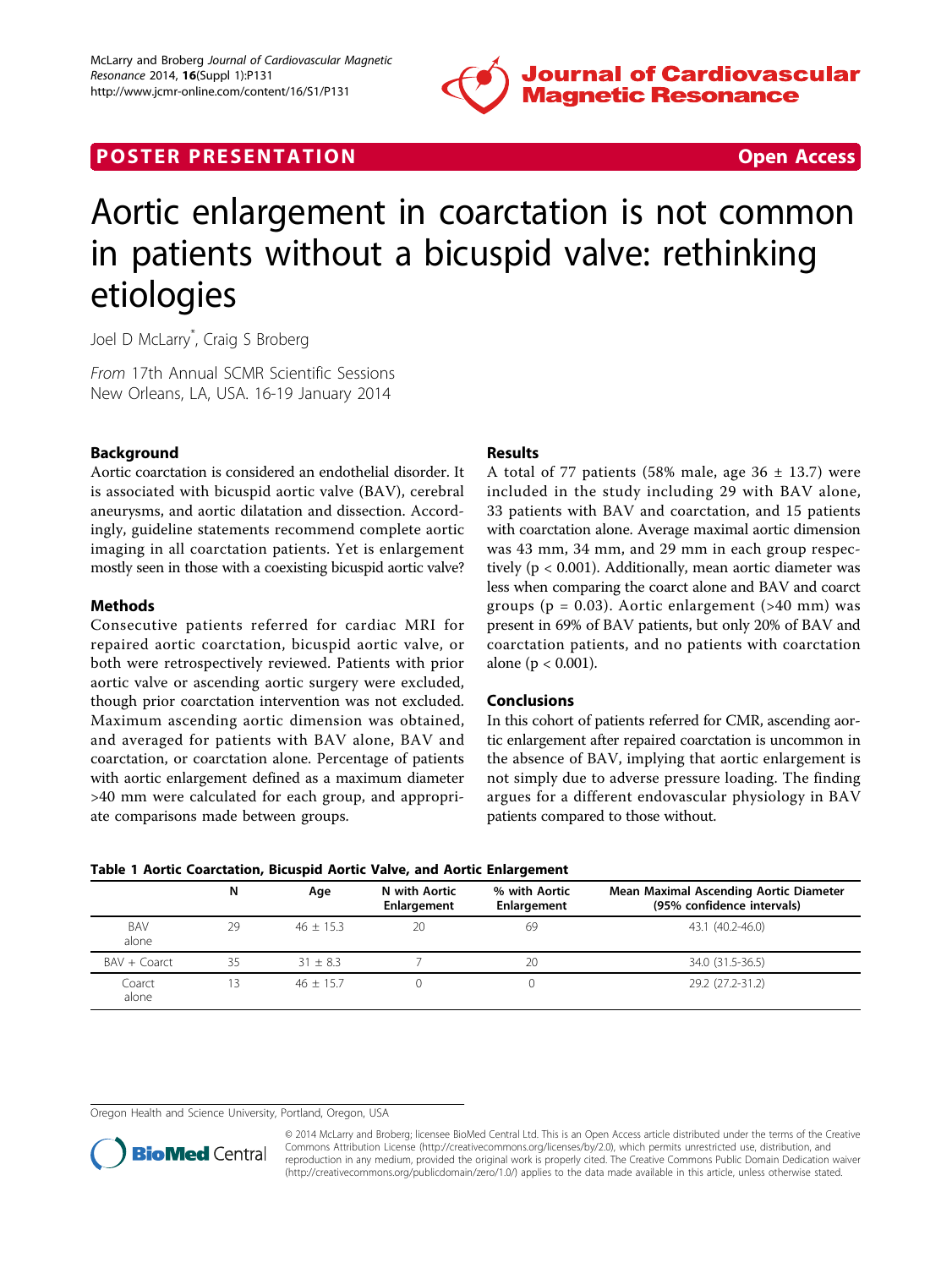POSTER PRESENTATION — Open Access

# Aortic enlargement in coarctation is not common in patients without a bicuspid valve: rethinking etiologies

Joel D McLarry*, Craig S Broberg

*From* 17th Annual SCMR Scientific Sessions
New Orleans, LA, USA. 16-19 January 2014

## Background

Aortic coarctation is considered an endothelial disorder. It is associated with bicuspid aortic valve (BAV), cerebral aneurysms, and aortic dilatation and dissection. Accordingly, guideline statements recommend complete aortic imaging in all coarctation patients. Yet is enlargement mostly seen in those with a coexisting bicuspid aortic valve?

## Methods

Consecutive patients referred for cardiac MRI for repaired aortic coarctation, bicuspid aortic valve, or both were retrospectively reviewed. Patients with prior aortic valve or ascending aortic surgery were excluded, though prior coarctation intervention was not excluded. Maximum ascending aortic dimension was obtained, and averaged for patients with BAV alone, BAV and coarctation, or coarctation alone. Percentage of patients with aortic enlargement defined as a maximum diameter >40 mm were calculated for each group, and appropriate comparisons made between groups.

## Results

A total of 77 patients (58% male, age 36 ± 13.7) were included in the study including 29 with BAV alone, 33 patients with BAV and coarctation, and 15 patients with coarctation alone. Average maximal aortic dimension was 43 mm, 34 mm, and 29 mm in each group respectively ($p < 0.001$). Additionally, mean aortic diameter was less when comparing the coarct alone and BAV and coarct groups ($p = 0.03$). Aortic enlargement (>40 mm) was present in 69% of BAV patients, but only 20% of BAV and coarctation patients, and no patients with coarctation alone ($p < 0.001$).

## Conclusions

In this cohort of patients referred for CMR, ascending aortic enlargement after repaired coarctation is uncommon in the absence of BAV, implying that aortic enlargement is not simply due to adverse pressure loading. The finding argues for a different endovascular physiology in BAV patients compared to those without.

**Table 1 Aortic Coarctation, Bicuspid Aortic Valve, and Aortic Enlargement**

| | N | Age | N with Aortic Enlargement | % with Aortic Enlargement | Mean Maximal Ascending Aortic Diameter (95% confidence intervals) |
|---|---|---|---|---|---|
| BAV alone | 29 | 46 ± 15.3 | 20 | 69 | 43.1 (40.2-46.0) |
| BAV + Coarct | 35 | 31 ± 8.3 | 7 | 20 | 34.0 (31.5-36.5) |
| Coarct alone | 13 | 46 ± 15.7 | 0 | 0 | 29.2 (27.2-31.2) |

Oregon Health and Science University, Portland, Oregon, USA

© 2014 McLarry and Broberg; licensee BioMed Central Ltd. This is an Open Access article distributed under the terms of the Creative Commons Attribution License (http://creativecommons.org/licenses/by/2.0), which permits unrestricted use, distribution, and reproduction in any medium, provided the original work is properly cited. The Creative Commons Public Domain Dedication waiver (http://creativecommons.org/publicdomain/zero/1.0/) applies to the data made available in this article, unless otherwise stated.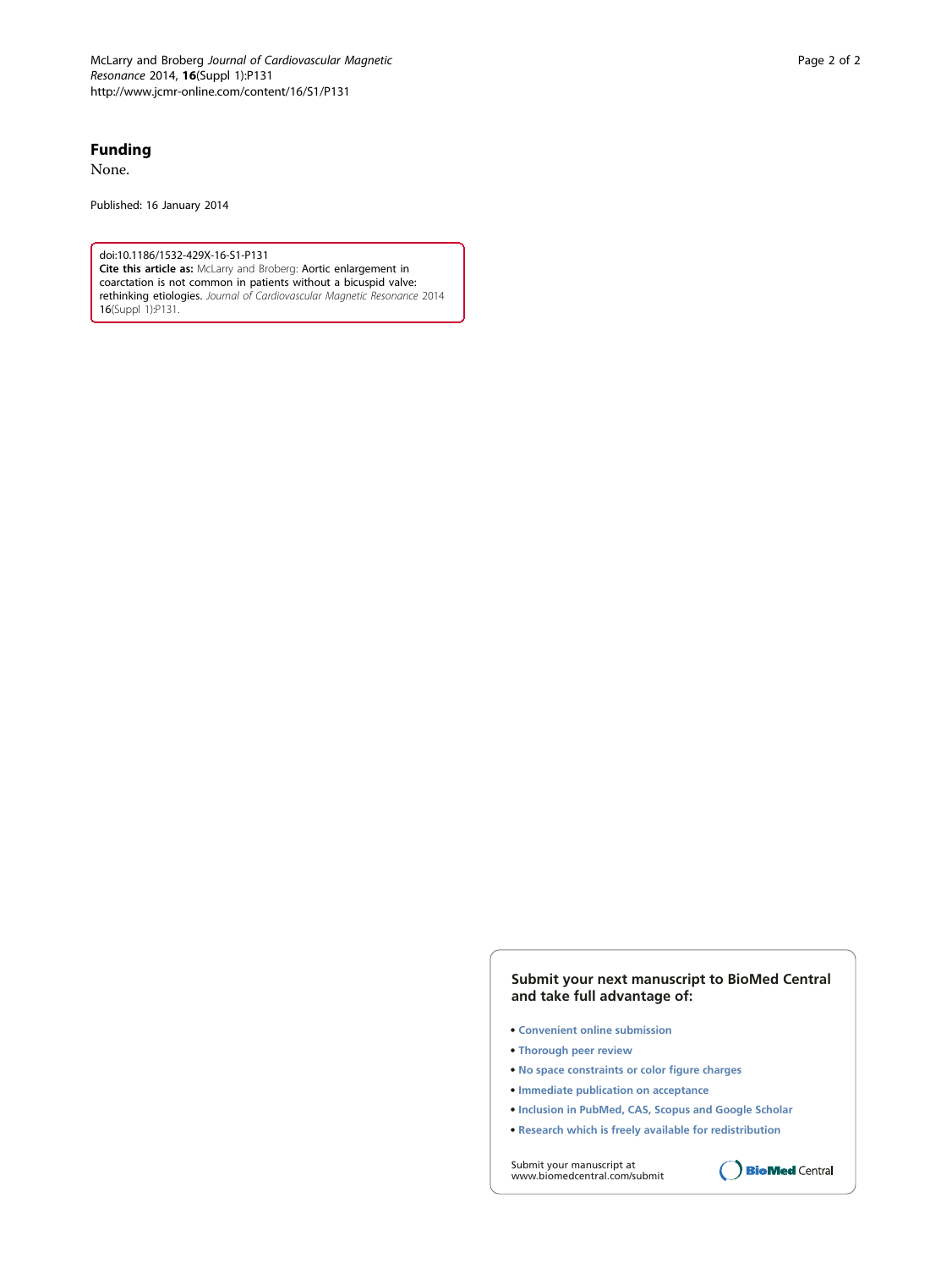## Funding

None.

Published: 16 January 2014

doi:10.1186/1532-429X-16-S1-P131
**Cite this article as:** McLarry and Broberg: Aortic enlargement in coarctation is not common in patients without a bicuspid valve: rethinking etiologies. *Journal of Cardiovascular Magnetic Resonance* 2014 **16**(Suppl 1):P131.

**Submit your next manuscript to BioMed Central and take full advantage of:**

- **Convenient online submission**
- **Thorough peer review**
- **No space constraints or color figure charges**
- **Immediate publication on acceptance**
- **Inclusion in PubMed, CAS, Scopus and Google Scholar**
- **Research which is freely available for redistribution**

Submit your manuscript at
www.biomedcentral.com/submit

BioMed Central